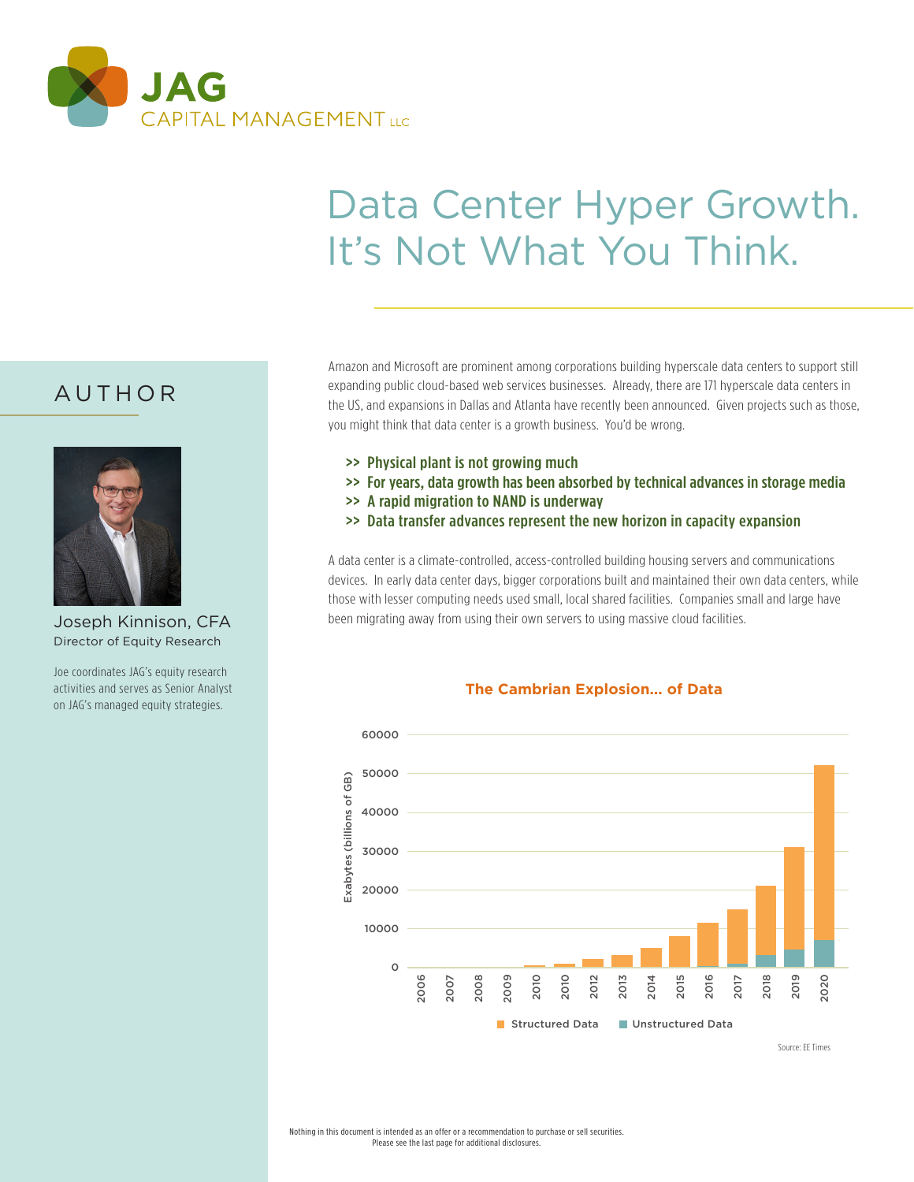JAG CAPITAL MANAGEMENT LLC

# Data Center Hyper Growth. It's Not What You Think.

## AUTHOR

Joseph Kinnison, CFA
Director of Equity Research

Joe coordinates JAG's equity research activities and serves as Senior Analyst on JAG's managed equity strategies.

Amazon and Microsoft are prominent among corporations building hyperscale data centers to support still expanding public cloud-based web services businesses. Already, there are 171 hyperscale data centers in the US, and expansions in Dallas and Atlanta have recently been announced. Given projects such as those, you might think that data center is a growth business. You'd be wrong.

- >> **Physical plant is not growing much**
- >> **For years, data growth has been absorbed by technical advances in storage media**
- >> **A rapid migration to NAND is underway**
- >> **Data transfer advances represent the new horizon in capacity expansion**

A data center is a climate-controlled, access-controlled building housing servers and communications devices. In early data center days, bigger corporations built and maintained their own data centers, while those with lesser computing needs used small, local shared facilities. Companies small and large have been migrating away from using their own servers to using massive cloud facilities.

**The Cambrian Explosion... of Data**

Exabytes (billions of GB); years 2006, 2007, 2008, 2009, 2010, 2010, 2012, 2013, 2014, 2015, 2016, 2017, 2018, 2019, 2020; Structured Data / Unstructured Data

Source: EE Times

Nothing in this document is intended as an offer or a recommendation to purchase or sell securities.
Please see the last page for additional disclosures.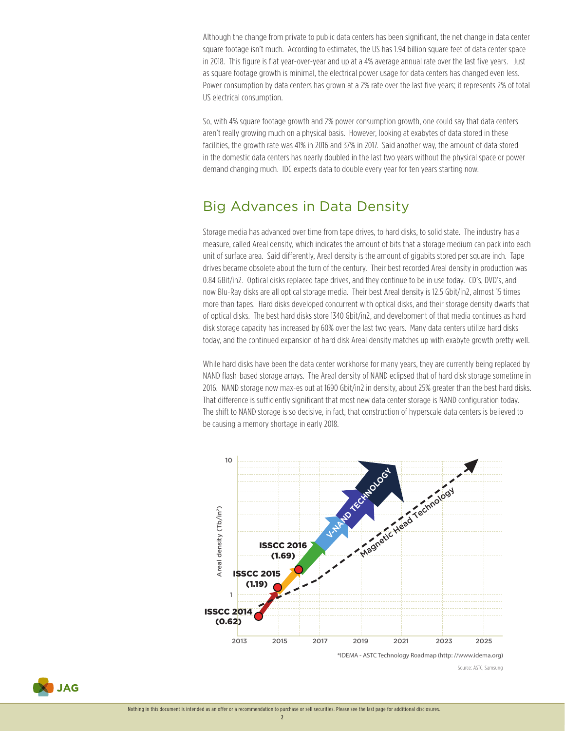Although the change from private to public data centers has been significant, the net change in data center square footage isn't much. According to estimates, the US has 1.94 billion square feet of data center space in 2018. This figure is flat year-over-year and up at a 4% average annual rate over the last five years. Just as square footage growth is minimal, the electrical power usage for data centers has changed even less. Power consumption by data centers has grown at a 2% rate over the last five years; it represents 2% of total US electrical consumption.

So, with 4% square footage growth and 2% power consumption growth, one could say that data centers aren't really growing much on a physical basis. However, looking at exabytes of data stored in these facilities, the growth rate was 41% in 2016 and 37% in 2017. Said another way, the amount of data stored in the domestic data centers has nearly doubled in the last two years without the physical space or power demand changing much. IDC expects data to double every year for ten years starting now.

## Big Advances in Data Density

Storage media has advanced over time from tape drives, to hard disks, to solid state. The industry has a measure, called Areal density, which indicates the amount of bits that a storage medium can pack into each unit of surface area. Said differently, Areal density is the amount of gigabits stored per square inch. Tape drives became obsolete about the turn of the century. Their best recorded Areal density in production was 0.84 GBit/in2. Optical disks replaced tape drives, and they continue to be in use today. CD's, DVD's, and now Blu-Ray disks are all optical storage media. Their best Areal density is 12.5 Gbit/in2, almost 15 times more than tapes. Hard disks developed concurrent with optical disks, and their storage density dwarfs that of optical disks. The best hard disks store 1340 Gbit/in2, and development of that media continues as hard disk storage capacity has increased by 60% over the last two years. Many data centers utilize hard disks today, and the continued expansion of hard disk Areal density matches up with exabyte growth pretty well.

While hard disks have been the data center workhorse for many years, they are currently being replaced by NAND flash-based storage arrays. The Areal density of NAND eclipsed that of hard disk storage sometime in 2016. NAND storage now max-es out at 1690 Gbit/in2 in density, about 25% greater than the best hard disks. That difference is sufficiently significant that most new data center storage is NAND configuration today. The shift to NAND storage is so decisive, in fact, that construction of hyperscale data centers is believed to be causing a memory shortage in early 2018.

*IDEMA - ASTC Technology Roadmap (http: //www.idema.org)

Source: ASTC, Samsung

Nothing in this document is intended as an offer or a recommendation to purchase or sell securities. Please see the last page for additional disclosures.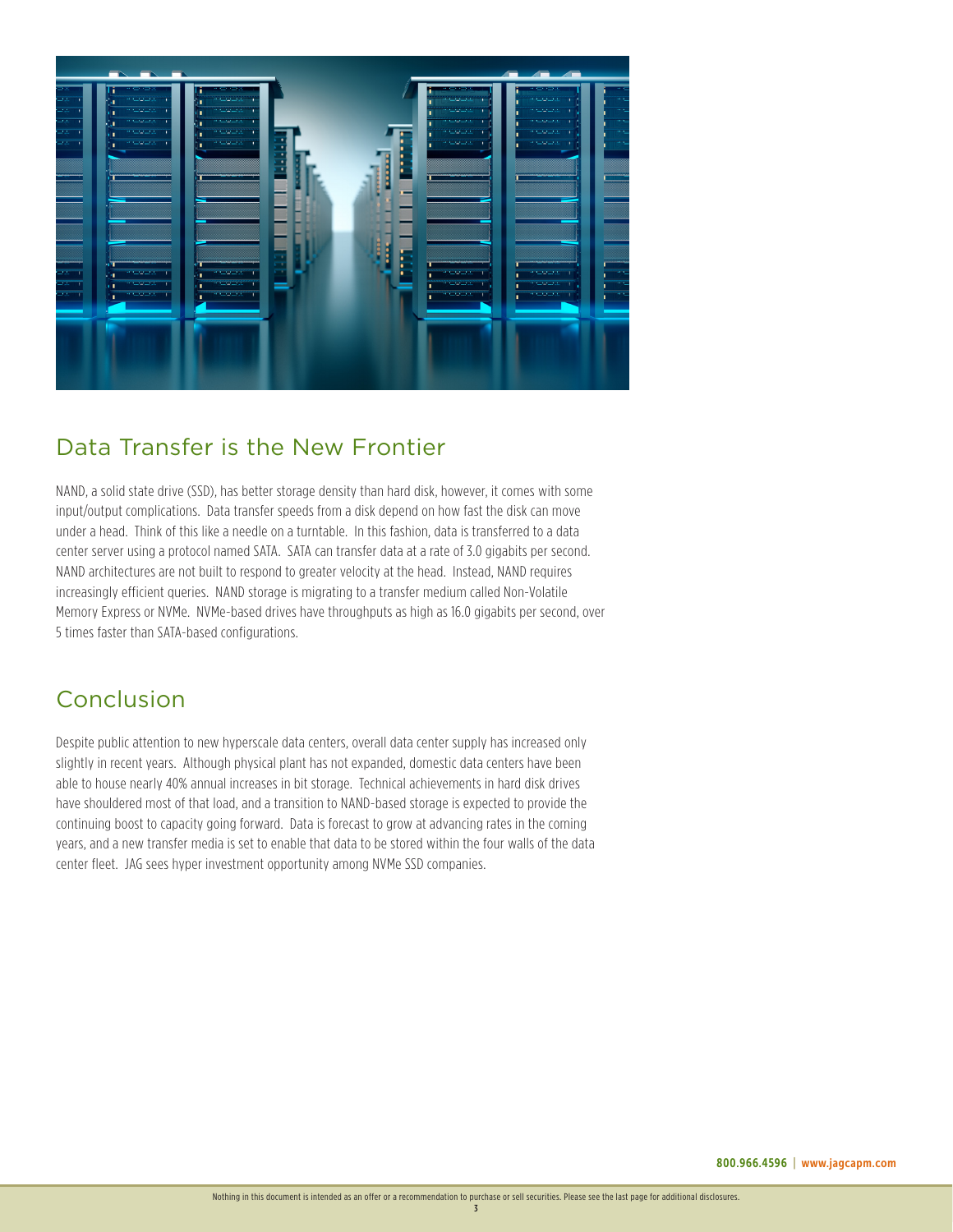## Data Transfer is the New Frontier

NAND, a solid state drive (SSD), has better storage density than hard disk, however, it comes with some input/output complications. Data transfer speeds from a disk depend on how fast the disk can move under a head. Think of this like a needle on a turntable. In this fashion, data is transferred to a data center server using a protocol named SATA. SATA can transfer data at a rate of 3.0 gigabits per second. NAND architectures are not built to respond to greater velocity at the head. Instead, NAND requires increasingly efficient queries. NAND storage is migrating to a transfer medium called Non-Volatile Memory Express or NVMe. NVMe-based drives have throughputs as high as 16.0 gigabits per second, over 5 times faster than SATA-based configurations.

## Conclusion

Despite public attention to new hyperscale data centers, overall data center supply has increased only slightly in recent years. Although physical plant has not expanded, domestic data centers have been able to house nearly 40% annual increases in bit storage. Technical achievements in hard disk drives have shouldered most of that load, and a transition to NAND-based storage is expected to provide the continuing boost to capacity going forward. Data is forecast to grow at advancing rates in the coming years, and a new transfer media is set to enable that data to be stored within the four walls of the data center fleet. JAG sees hyper investment opportunity among NVMe SSD companies.

**800.966.4596** | **www.jagcapm.com**

Nothing in this document is intended as an offer or a recommendation to purchase or sell securities. Please see the last page for additional disclosures.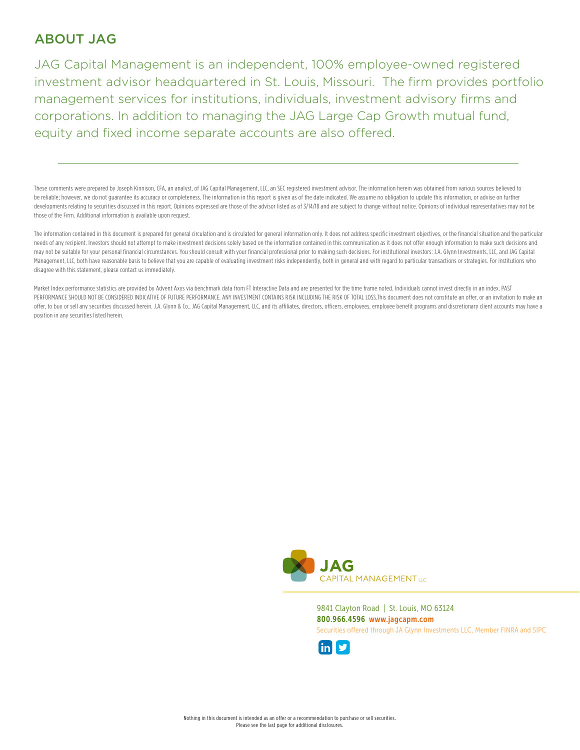## ABOUT JAG

JAG Capital Management is an independent, 100% employee-owned registered investment advisor headquartered in St. Louis, Missouri. The firm provides portfolio management services for institutions, individuals, investment advisory firms and corporations. In addition to managing the JAG Large Cap Growth mutual fund, equity and fixed income separate accounts are also offered.

---

These comments were prepared by Joseph Kinnison, CFA, an analyst, of JAG Capital Management, LLC, an SEC registered investment advisor. The information herein was obtained from various sources believed to be reliable; however, we do not guarantee its accuracy or completeness. The information in this report is given as of the date indicated. We assume no obligation to update this information, or advise on further developments relating to securities discussed in this report. Opinions expressed are those of the advisor listed as of 3/14/18 and are subject to change without notice. Opinions of individual representatives may not be those of the Firm. Additional information is available upon request.

The information contained in this document is prepared for general circulation and is circulated for general information only. It does not address specific investment objectives, or the financial situation and the particular needs of any recipient. Investors should not attempt to make investment decisions solely based on the information contained in this communication as it does not offer enough information to make such decisions and may not be suitable for your personal financial circumstances. You should consult with your financial professional prior to making such decisions. For institutional investors: J.A. Glynn Investments, LLC, and JAG Capital Management, LLC, both have reasonable basis to believe that you are capable of evaluating investment risks independently, both in general and with regard to particular transactions or strategies. For institutions who disagree with this statement, please contact us immediately.

Market Index performance statistics are provided by Advent Axys via benchmark data from FT Interactive Data and are presented for the time frame noted. Individuals cannot invest directly in an index. PAST PERFORMANCE SHOULD NOT BE CONSIDERED INDICATIVE OF FUTURE PERFORMANCE. ANY INVESTMENT CONTAINS RISK INCLUDING THE RISK OF TOTAL LOSS.This document does not constitute an offer, or an invitation to make an offer, to buy or sell any securities discussed herein. J.A. Glynn & Co., JAG Capital Management, LLC, and its affiliates, directors, officers, employees, employee benefit programs and discretionary client accounts may have a position in any securities listed herein.

**JAG** CAPITAL MANAGEMENT LLC

9841 Clayton Road | St. Louis, MO 63124
**800.966.4596 www.jagcapm.com**
Securities offered through JA Glynn Investments LLC, Member FINRA and SIPC

Nothing in this document is intended as an offer or a recommendation to purchase or sell securities.
Please see the last page for additional disclosures.